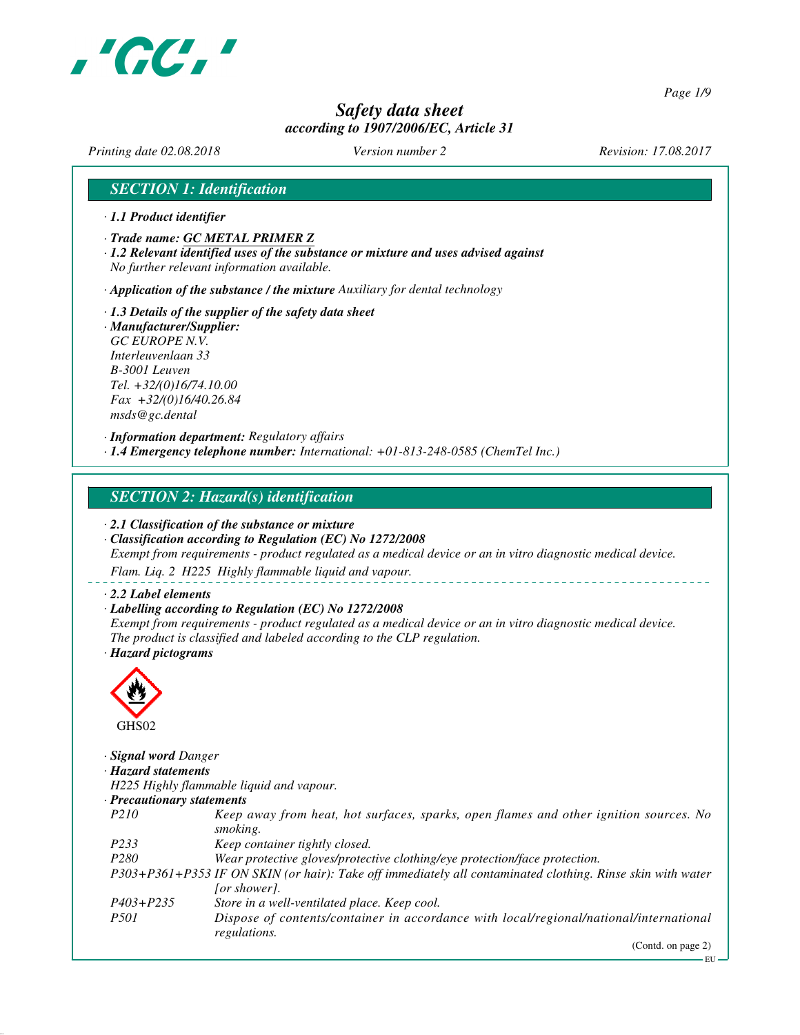# Safety data sheet
*according to 1907/2006/EC, Article 31*

*Printing date 02.08.2018* *Version number 2* *Revision: 17.08.2017*

## SECTION 1: Identification

· **1.1 Product identifier**

· **Trade name: GC METAL PRIMER Z**

· **1.2 Relevant identified uses of the substance or mixture and uses advised against**
*No further relevant information available.*

· **Application of the substance / the mixture** *Auxiliary for dental technology*

· **1.3 Details of the supplier of the safety data sheet**

· **Manufacturer/Supplier:**
*GC EUROPE N.V.*
*Interleuvenlaan 33*
*B-3001 Leuven*
*Tel. +32/(0)16/74.10.00*
*Fax +32/(0)16/40.26.84*
*msds@gc.dental*

· **Information department:** *Regulatory affairs*

· **1.4 Emergency telephone number:** *International: +01-813-248-0585 (ChemTel Inc.)*

## SECTION 2: Hazard(s) identification

· **2.1 Classification of the substance or mixture**

· **Classification according to Regulation (EC) No 1272/2008**
*Exempt from requirements - product regulated as a medical device or an in vitro diagnostic medical device.*
*Flam. Liq. 2 H225 Highly flammable liquid and vapour.*

· **2.2 Label elements**

· **Labelling according to Regulation (EC) No 1272/2008**
*Exempt from requirements - product regulated as a medical device or an in vitro diagnostic medical device.*
*The product is classified and labeled according to the CLP regulation.*

· **Hazard pictograms**

GHS02

· **Signal word** *Danger*

· **Hazard statements**
*H225 Highly flammable liquid and vapour.*

· **Precautionary statements**

| | |
|---|---|
| *P210* | *Keep away from heat, hot surfaces, sparks, open flames and other ignition sources. No smoking.* |
| *P233* | *Keep container tightly closed.* |
| *P280* | *Wear protective gloves/protective clothing/eye protection/face protection.* |
| *P303+P361+P353* | *IF ON SKIN (or hair): Take off immediately all contaminated clothing. Rinse skin with water [or shower].* |
| *P403+P235* | *Store in a well-ventilated place. Keep cool.* |
| *P501* | *Dispose of contents/container in accordance with local/regional/national/international regulations.* |

(Contd. on page 2)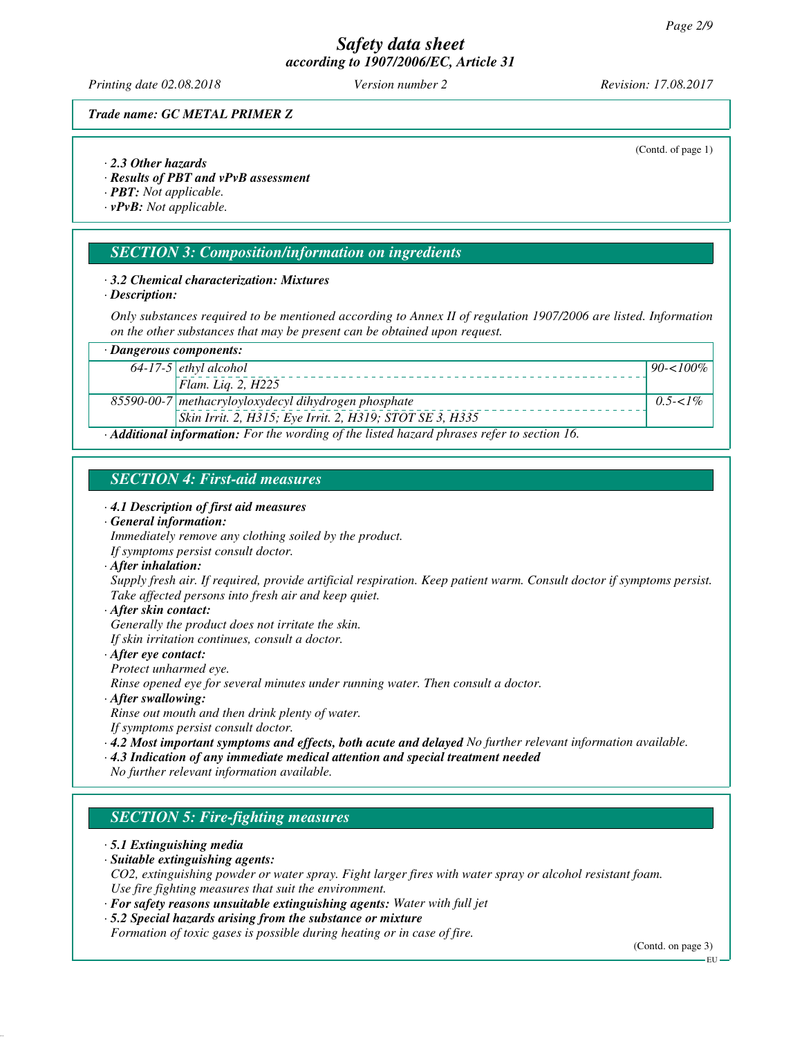*Trade name: GC METAL PRIMER Z*

(Contd. of page 1)

· **2.3 Other hazards**
· **Results of PBT and vPvB assessment**
· **PBT:** Not applicable.
· **vPvB:** Not applicable.

## SECTION 3: Composition/information on ingredients

· **3.2 Chemical characterization: Mixtures**
· **Description:**

Only substances required to be mentioned according to Annex II of regulation 1907/2006 are listed. Information on the other substances that may be present can be obtained upon request.

| · **Dangerous components:** | | |
|---|---|---|
| 64-17-5 | ethyl alcohol<br>Flam. Liq. 2, H225 | 90-<100% |
| 85590-00-7 | methacryloyloxydecyl dihydrogen phosphate<br>Skin Irrit. 2, H315; Eye Irrit. 2, H319; STOT SE 3, H335 | 0.5-<1% |

· **Additional information:** For the wording of the listed hazard phrases refer to section 16.

## SECTION 4: First-aid measures

· **4.1 Description of first aid measures**
· **General information:**
Immediately remove any clothing soiled by the product.
If symptoms persist consult doctor.
· **After inhalation:**
Supply fresh air. If required, provide artificial respiration. Keep patient warm. Consult doctor if symptoms persist.
Take affected persons into fresh air and keep quiet.
· **After skin contact:**
Generally the product does not irritate the skin.
If skin irritation continues, consult a doctor.
· **After eye contact:**
Protect unharmed eye.
Rinse opened eye for several minutes under running water. Then consult a doctor.
· **After swallowing:**
Rinse out mouth and then drink plenty of water.
If symptoms persist consult doctor.
· **4.2 Most important symptoms and effects, both acute and delayed** No further relevant information available.
· **4.3 Indication of any immediate medical attention and special treatment needed**
No further relevant information available.

## SECTION 5: Fire-fighting measures

· **5.1 Extinguishing media**
· **Suitable extinguishing agents:**
CO2, extinguishing powder or water spray. Fight larger fires with water spray or alcohol resistant foam.
Use fire fighting measures that suit the environment.
· **For safety reasons unsuitable extinguishing agents:** Water with full jet
· **5.2 Special hazards arising from the substance or mixture**
Formation of toxic gases is possible during heating or in case of fire.

(Contd. on page 3)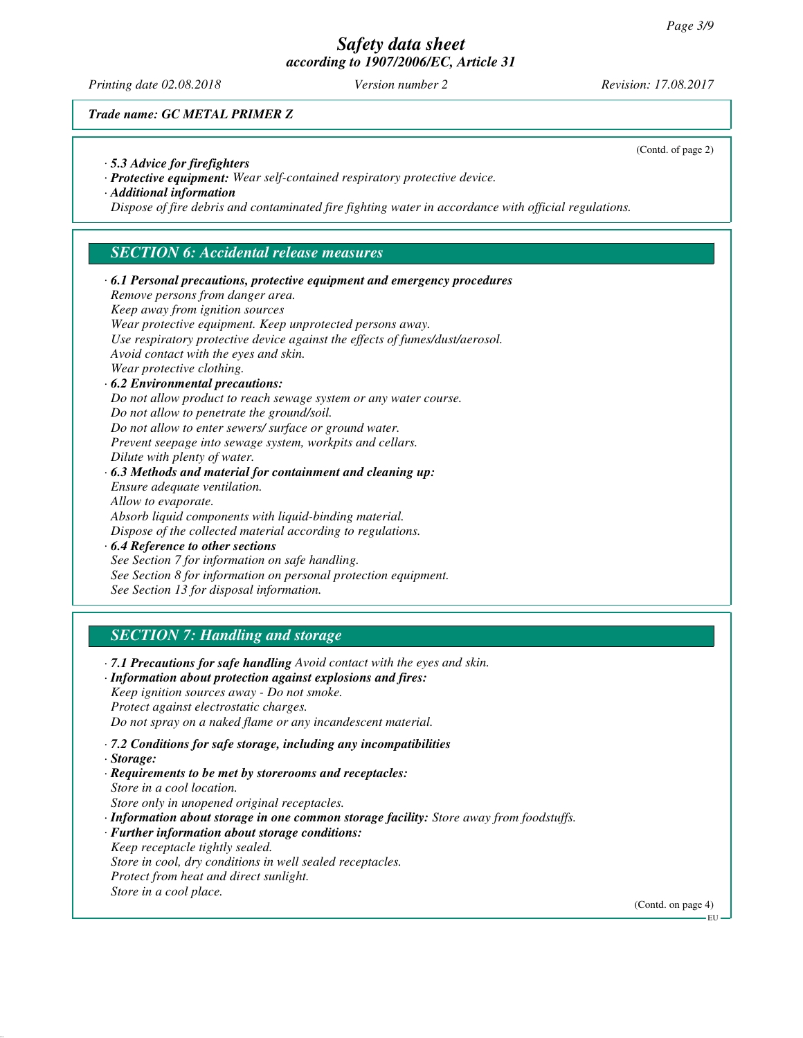*Trade name: GC METAL PRIMER Z*

(Contd. of page 2)

· **5.3 Advice for firefighters**
· **Protective equipment:** Wear self-contained respiratory protective device.
· **Additional information**
Dispose of fire debris and contaminated fire fighting water in accordance with official regulations.

## SECTION 6: Accidental release measures

· **6.1 Personal precautions, protective equipment and emergency procedures**
Remove persons from danger area.
Keep away from ignition sources
Wear protective equipment. Keep unprotected persons away.
Use respiratory protective device against the effects of fumes/dust/aerosol.
Avoid contact with the eyes and skin.
Wear protective clothing.
· **6.2 Environmental precautions:**
Do not allow product to reach sewage system or any water course.
Do not allow to penetrate the ground/soil.
Do not allow to enter sewers/ surface or ground water.
Prevent seepage into sewage system, workpits and cellars.
Dilute with plenty of water.
· **6.3 Methods and material for containment and cleaning up:**
Ensure adequate ventilation.
Allow to evaporate.
Absorb liquid components with liquid-binding material.
Dispose of the collected material according to regulations.
· **6.4 Reference to other sections**
See Section 7 for information on safe handling.
See Section 8 for information on personal protection equipment.
See Section 13 for disposal information.

## SECTION 7: Handling and storage

· **7.1 Precautions for safe handling** Avoid contact with the eyes and skin.
· **Information about protection against explosions and fires:**
Keep ignition sources away - Do not smoke.
Protect against electrostatic charges.
Do not spray on a naked flame or any incandescent material.

· **7.2 Conditions for safe storage, including any incompatibilities**
· **Storage:**
· **Requirements to be met by storerooms and receptacles:**
Store in a cool location.
Store only in unopened original receptacles.
· **Information about storage in one common storage facility:** Store away from foodstuffs.
· **Further information about storage conditions:**
Keep receptacle tightly sealed.
Store in cool, dry conditions in well sealed receptacles.
Protect from heat and direct sunlight.
Store in a cool place.

(Contd. on page 4)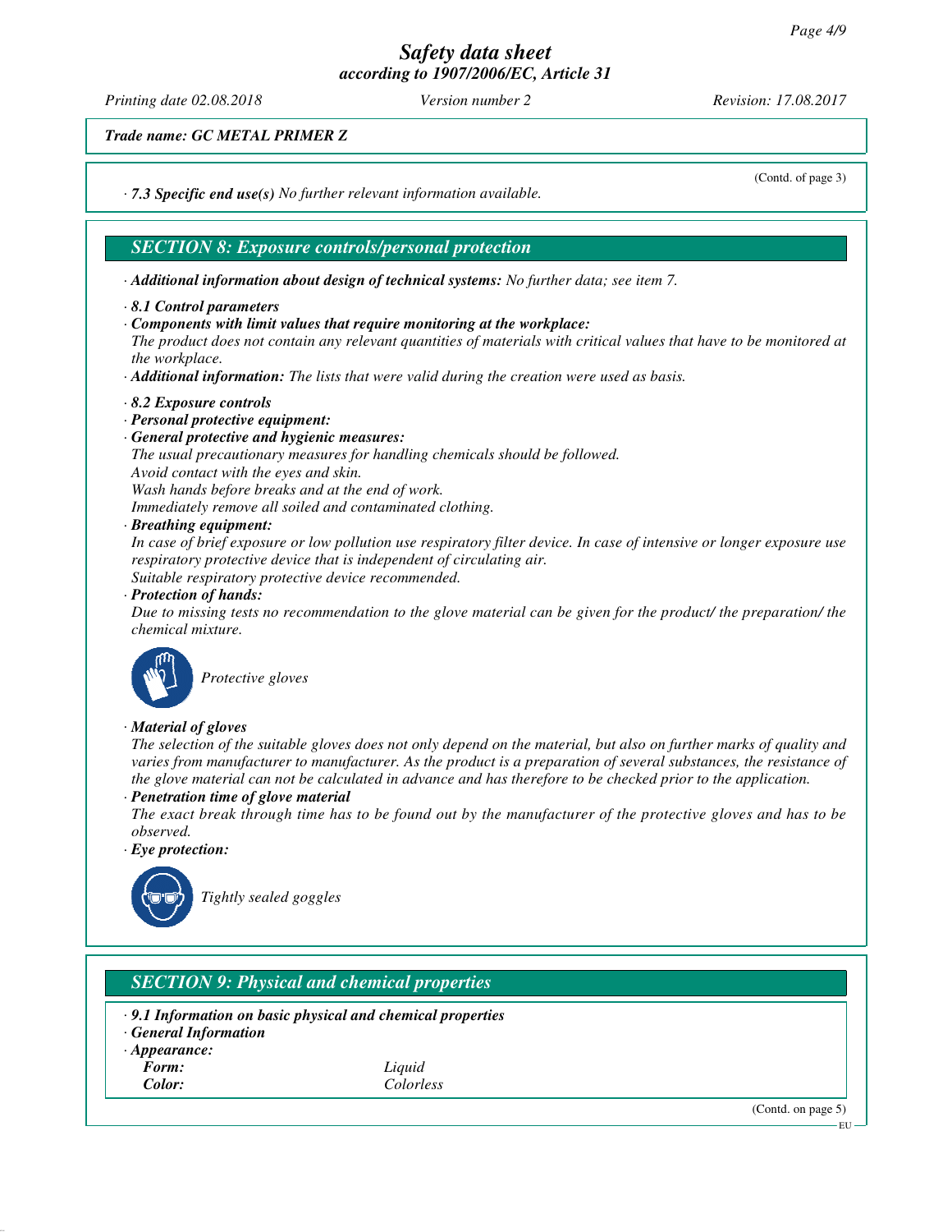*Trade name: GC METAL PRIMER Z*

(Contd. of page 3)

· ***7.3 Specific end use(s)*** *No further relevant information available.*

## *SECTION 8: Exposure controls/personal protection*

· ***Additional information about design of technical systems:*** *No further data; see item 7.*

· ***8.1 Control parameters***
· ***Components with limit values that require monitoring at the workplace:***
*The product does not contain any relevant quantities of materials with critical values that have to be monitored at the workplace.*
· ***Additional information:*** *The lists that were valid during the creation were used as basis.*

· ***8.2 Exposure controls***
· ***Personal protective equipment:***
· ***General protective and hygienic measures:***
*The usual precautionary measures for handling chemicals should be followed.*
*Avoid contact with the eyes and skin.*
*Wash hands before breaks and at the end of work.*
*Immediately remove all soiled and contaminated clothing.*
· ***Breathing equipment:***
*In case of brief exposure or low pollution use respiratory filter device. In case of intensive or longer exposure use respiratory protective device that is independent of circulating air.*
*Suitable respiratory protective device recommended.*
· ***Protection of hands:***
*Due to missing tests no recommendation to the glove material can be given for the product/ the preparation/ the chemical mixture.*

*Protective gloves*

· ***Material of gloves***
*The selection of the suitable gloves does not only depend on the material, but also on further marks of quality and varies from manufacturer to manufacturer. As the product is a preparation of several substances, the resistance of the glove material can not be calculated in advance and has therefore to be checked prior to the application.*
· ***Penetration time of glove material***
*The exact break through time has to be found out by the manufacturer of the protective gloves and has to be observed.*
· ***Eye protection:***

*Tightly sealed goggles*

## *SECTION 9: Physical and chemical properties*

· ***9.1 Information on basic physical and chemical properties***
· ***General Information***
· ***Appearance:***

| | |
|---|---|
| ***Form:*** | *Liquid* |
| ***Color:*** | *Colorless* |

(Contd. on page 5)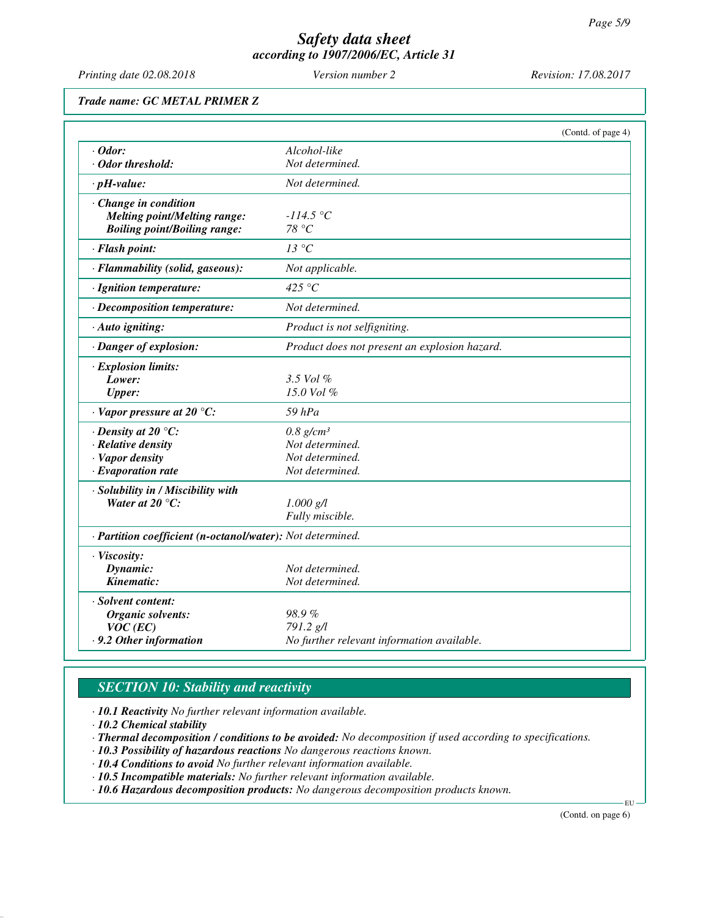*Safety data sheet*
*according to 1907/2006/EC, Article 31*

*Printing date 02.08.2018* *Version number 2* *Revision: 17.08.2017*

***Trade name: GC METAL PRIMER Z***

(Contd. of page 4)

| | |
|---|---|
| **· Odor:** | *Alcohol-like* |
| **· Odor threshold:** | *Not determined.* |
| **· pH-value:** | *Not determined.* |
| **· Change in condition** | |
| **Melting point/Melting range:** | *-114.5 °C* |
| **Boiling point/Boiling range:** | *78 °C* |
| **· Flash point:** | *13 °C* |
| **· Flammability (solid, gaseous):** | *Not applicable.* |
| **· Ignition temperature:** | *425 °C* |
| **· Decomposition temperature:** | *Not determined.* |
| **· Auto igniting:** | *Product is not selfigniting.* |
| **· Danger of explosion:** | *Product does not present an explosion hazard.* |
| **· Explosion limits:** | |
| **Lower:** | *3.5 Vol %* |
| **Upper:** | *15.0 Vol %* |
| **· Vapor pressure at 20 °C:** | *59 hPa* |
| **· Density at 20 °C:** | *0.8 g/cm³* |
| **· Relative density** | *Not determined.* |
| **· Vapor density** | *Not determined.* |
| **· Evaporation rate** | *Not determined.* |
| **· Solubility in / Miscibility with** | |
| **Water at 20 °C:** | *1.000 g/l* |
| | *Fully miscible.* |
| **· Partition coefficient (n-octanol/water):** | *Not determined.* |
| **· Viscosity:** | |
| **Dynamic:** | *Not determined.* |
| **Kinematic:** | *Not determined.* |
| **· Solvent content:** | |
| **Organic solvents:** | *98.9 %* |
| **VOC (EC)** | *791.2 g/l* |
| **· 9.2 Other information** | *No further relevant information available.* |

## *SECTION 10: Stability and reactivity*

· ***10.1 Reactivity*** *No further relevant information available.*
· ***10.2 Chemical stability***
· ***Thermal decomposition / conditions to be avoided:*** *No decomposition if used according to specifications.*
· ***10.3 Possibility of hazardous reactions*** *No dangerous reactions known.*
· ***10.4 Conditions to avoid*** *No further relevant information available.*
· ***10.5 Incompatible materials:*** *No further relevant information available.*
· ***10.6 Hazardous decomposition products:*** *No dangerous decomposition products known.*

(Contd. on page 6)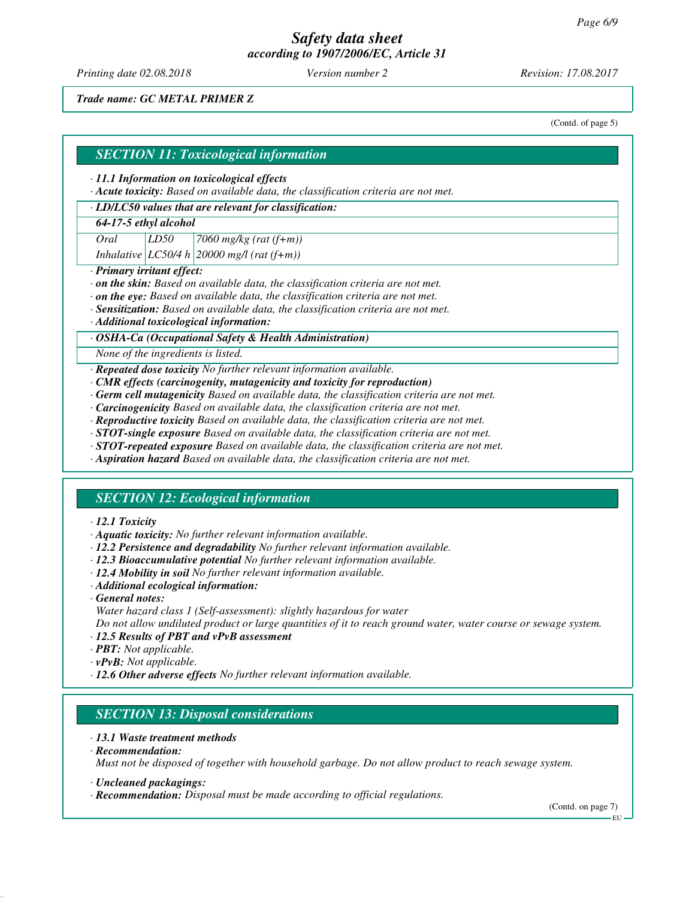*Trade name: GC METAL PRIMER Z*

(Contd. of page 5)

## SECTION 11: Toxicological information

· **11.1 Information on toxicological effects**
· **Acute toxicity:** Based on available data, the classification criteria are not met.

· **LD/LC50 values that are relevant for classification:**

| **64-17-5 ethyl alcohol** | | |
|---|---|---|
| Oral | LD50 | 7060 mg/kg (rat (f+m)) |
| Inhalative | LC50/4 h | 20000 mg/l (rat (f+m)) |

· **Primary irritant effect:**
· **on the skin:** Based on available data, the classification criteria are not met.
· **on the eye:** Based on available data, the classification criteria are not met.
· **Sensitization:** Based on available data, the classification criteria are not met.
· **Additional toxicological information:**

· **OSHA-Ca (Occupational Safety & Health Administration)**

None of the ingredients is listed.

· **Repeated dose toxicity** No further relevant information available.
· **CMR effects (carcinogenity, mutagenicity and toxicity for reproduction)**
· **Germ cell mutagenicity** Based on available data, the classification criteria are not met.
· **Carcinogenicity** Based on available data, the classification criteria are not met.
· **Reproductive toxicity** Based on available data, the classification criteria are not met.
· **STOT-single exposure** Based on available data, the classification criteria are not met.
· **STOT-repeated exposure** Based on available data, the classification criteria are not met.
· **Aspiration hazard** Based on available data, the classification criteria are not met.

## SECTION 12: Ecological information

· **12.1 Toxicity**
· **Aquatic toxicity:** No further relevant information available.
· **12.2 Persistence and degradability** No further relevant information available.
· **12.3 Bioaccumulative potential** No further relevant information available.
· **12.4 Mobility in soil** No further relevant information available.
· **Additional ecological information:**
· **General notes:**
Water hazard class 1 (Self-assessment): slightly hazardous for water
Do not allow undiluted product or large quantities of it to reach ground water, water course or sewage system.
· **12.5 Results of PBT and vPvB assessment**
· **PBT:** Not applicable.
· **vPvB:** Not applicable.
· **12.6 Other adverse effects** No further relevant information available.

## SECTION 13: Disposal considerations

· **13.1 Waste treatment methods**
· **Recommendation:**
Must not be disposed of together with household garbage. Do not allow product to reach sewage system.

· **Uncleaned packagings:**
· **Recommendation:** Disposal must be made according to official regulations.

(Contd. on page 7)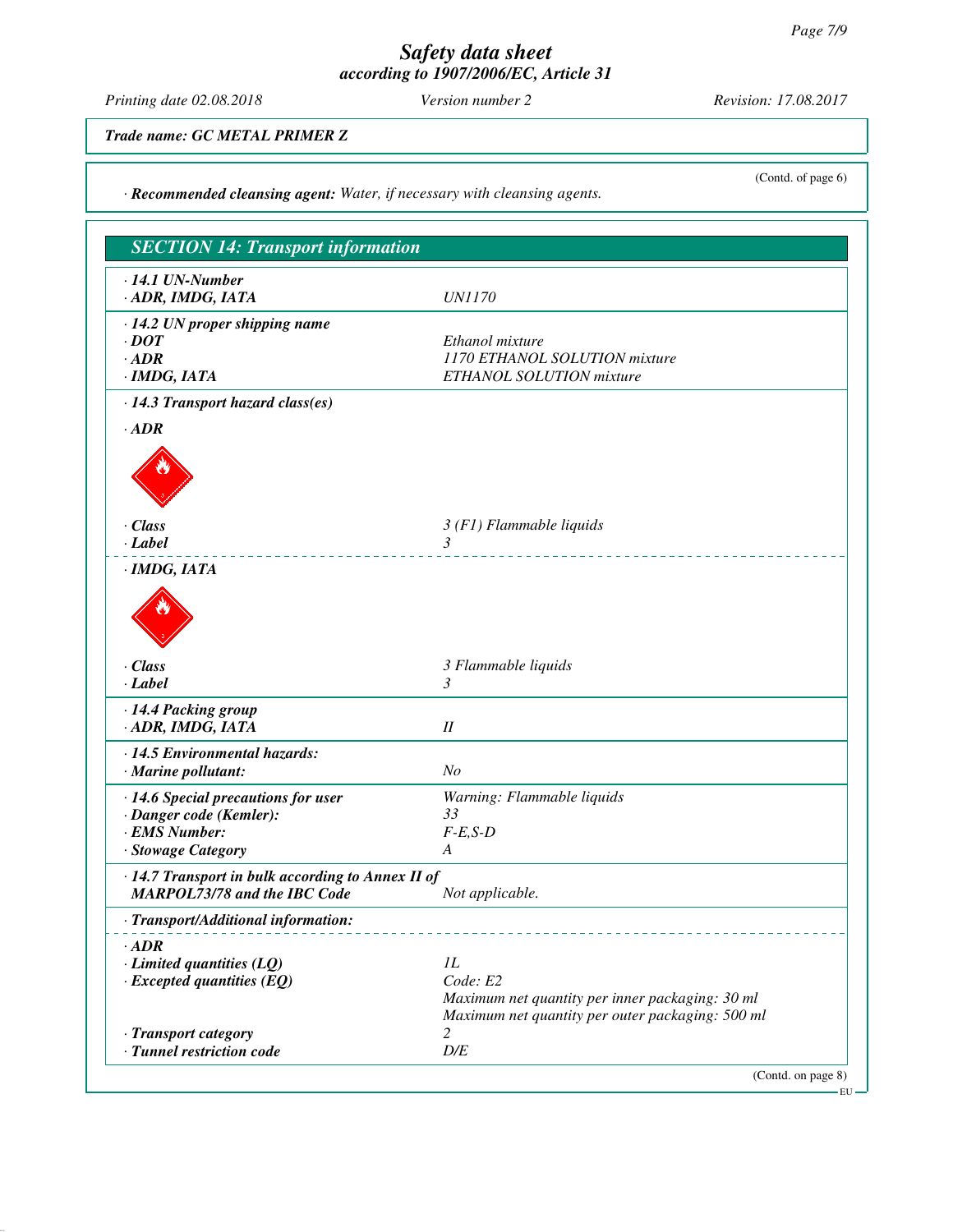Trade name: GC METAL PRIMER Z

(Contd. of page 6)

· **Recommended cleansing agent:** Water, if necessary with cleansing agents.

## SECTION 14: Transport information

| | |
|---|---|
| · **14.1 UN-Number** | |
| · **ADR, IMDG, IATA** | UN1170 |
| · **14.2 UN proper shipping name** | |
| · **DOT** | Ethanol mixture |
| · **ADR** | 1170 ETHANOL SOLUTION mixture |
| · **IMDG, IATA** | ETHANOL SOLUTION mixture |

· **14.3 Transport hazard class(es)**

· **ADR**

| | |
|---|---|
| · **Class** | 3 (F1) Flammable liquids |
| · **Label** | 3 |

· **IMDG, IATA**

| | |
|---|---|
| · **Class** | 3 Flammable liquids |
| · **Label** | 3 |
| · **14.4 Packing group** | |
| · **ADR, IMDG, IATA** | II |
| · **14.5 Environmental hazards:** | |
| · **Marine pollutant:** | No |
| · **14.6 Special precautions for user** | Warning: Flammable liquids |
| · **Danger code (Kemler):** | 33 |
| · **EMS Number:** | F-E,S-D |
| · **Stowage Category** | A |
| · **14.7 Transport in bulk according to Annex II of MARPOL73/78 and the IBC Code** | Not applicable. |

· **Transport/Additional information:**

| | |
|---|---|
| · **ADR** | |
| · **Limited quantities (LQ)** | 1L |
| · **Excepted quantities (EQ)** | Code: E2<br>Maximum net quantity per inner packaging: 30 ml<br>Maximum net quantity per outer packaging: 500 ml |
| · **Transport category** | 2 |
| · **Tunnel restriction code** | D/E |

(Contd. on page 8)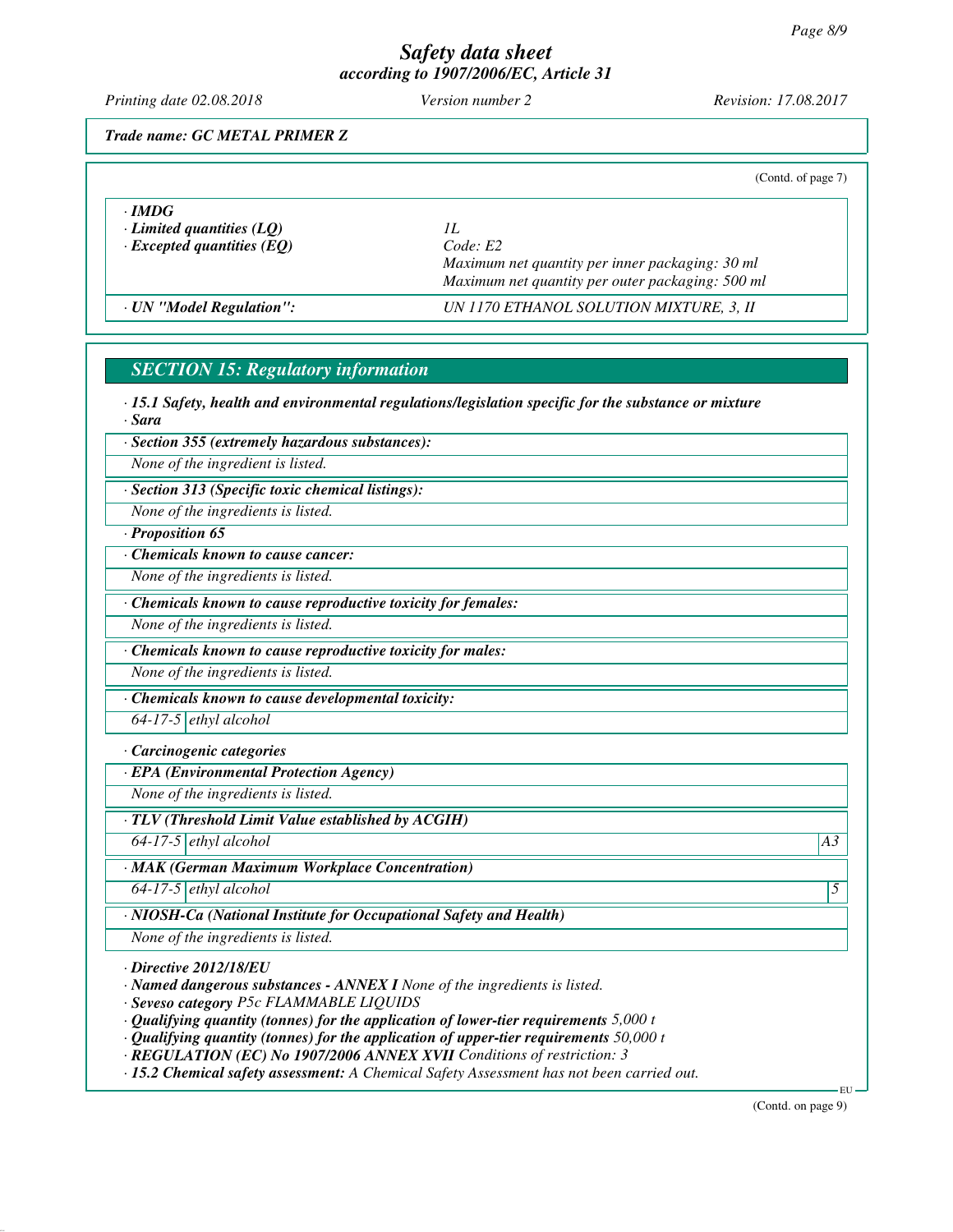*Trade name: GC METAL PRIMER Z*

(Contd. of page 7)

| | |
|---|---|
| **· IMDG** | |
| **· Limited quantities (LQ)** | 1L |
| **· Excepted quantities (EQ)** | Code: E2<br>Maximum net quantity per inner packaging: 30 ml<br>Maximum net quantity per outer packaging: 500 ml |
| **· UN "Model Regulation":** | UN 1170 ETHANOL SOLUTION MIXTURE, 3, II |

## SECTION 15: Regulatory information

**· 15.1 Safety, health and environmental regulations/legislation specific for the substance or mixture**

**· Sara**

| **· Section 355 (extremely hazardous substances):** |
|---|
| None of the ingredient is listed. |

| **· Section 313 (Specific toxic chemical listings):** |
|---|
| None of the ingredients is listed. |

**· Proposition 65**

| **· Chemicals known to cause cancer:** |
|---|
| None of the ingredients is listed. |

| **· Chemicals known to cause reproductive toxicity for females:** |
|---|
| None of the ingredients is listed. |

| **· Chemicals known to cause reproductive toxicity for males:** |
|---|
| None of the ingredients is listed. |

| **· Chemicals known to cause developmental toxicity:** | |
|---|---|
| 64-17-5 | ethyl alcohol |

**· Carcinogenic categories**

| **· EPA (Environmental Protection Agency)** |
|---|
| None of the ingredients is listed. |

| **· TLV (Threshold Limit Value established by ACGIH)** | | |
|---|---|---|
| 64-17-5 | ethyl alcohol | A3 |

| **· MAK (German Maximum Workplace Concentration)** | | |
|---|---|---|
| 64-17-5 | ethyl alcohol | 5 |

| **· NIOSH-Ca (National Institute for Occupational Safety and Health)** |
|---|
| None of the ingredients is listed. |

**· Directive 2012/18/EU**

**· Named dangerous substances - ANNEX I** None of the ingredients is listed.

**· Seveso category** P5c FLAMMABLE LIQUIDS

**· Qualifying quantity (tonnes) for the application of lower-tier requirements** 5,000 t

**· Qualifying quantity (tonnes) for the application of upper-tier requirements** 50,000 t

**· REGULATION (EC) No 1907/2006 ANNEX XVII** Conditions of restriction: 3

**· 15.2 Chemical safety assessment:** A Chemical Safety Assessment has not been carried out.

(Contd. on page 9)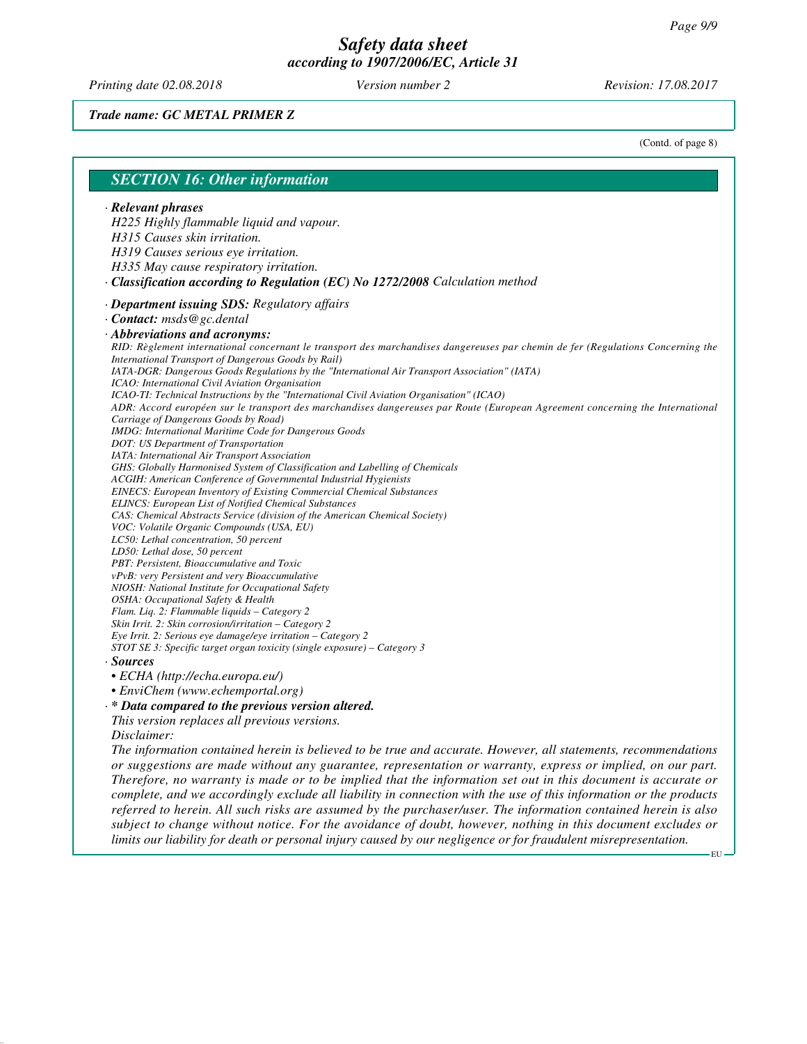*Trade name: GC METAL PRIMER Z*

(Contd. of page 8)

## SECTION 16: Other information

· ***Relevant phrases***

*H225 Highly flammable liquid and vapour.*
*H315 Causes skin irritation.*
*H319 Causes serious eye irritation.*
*H335 May cause respiratory irritation.*

· ***Classification according to Regulation (EC) No 1272/2008*** *Calculation method*

· ***Department issuing SDS:*** *Regulatory affairs*
· ***Contact:*** *msds@gc.dental*
· ***Abbreviations and acronyms:***

*RID: Règlement international concernant le transport des marchandises dangereuses par chemin de fer (Regulations Concerning the International Transport of Dangerous Goods by Rail)*
*IATA-DGR: Dangerous Goods Regulations by the "International Air Transport Association" (IATA)*
*ICAO: International Civil Aviation Organisation*
*ICAO-TI: Technical Instructions by the "International Civil Aviation Organisation" (ICAO)*
*ADR: Accord européen sur le transport des marchandises dangereuses par Route (European Agreement concerning the International Carriage of Dangerous Goods by Road)*
*IMDG: International Maritime Code for Dangerous Goods*
*DOT: US Department of Transportation*
*IATA: International Air Transport Association*
*GHS: Globally Harmonised System of Classification and Labelling of Chemicals*
*ACGIH: American Conference of Governmental Industrial Hygienists*
*EINECS: European Inventory of Existing Commercial Chemical Substances*
*ELINCS: European List of Notified Chemical Substances*
*CAS: Chemical Abstracts Service (division of the American Chemical Society)*
*VOC: Volatile Organic Compounds (USA, EU)*
*LC50: Lethal concentration, 50 percent*
*LD50: Lethal dose, 50 percent*
*PBT: Persistent, Bioaccumulative and Toxic*
*vPvB: very Persistent and very Bioaccumulative*
*NIOSH: National Institute for Occupational Safety*
*OSHA: Occupational Safety & Health*
*Flam. Liq. 2: Flammable liquids – Category 2*
*Skin Irrit. 2: Skin corrosion/irritation – Category 2*
*Eye Irrit. 2: Serious eye damage/eye irritation – Category 2*
*STOT SE 3: Specific target organ toxicity (single exposure) – Category 3*

· ***Sources***

- *ECHA (http://echa.europa.eu/)*
- *EnviChem (www.echemportal.org)*

· ***\* Data compared to the previous version altered.***

*This version replaces all previous versions.*

*Disclaimer:*

*The information contained herein is believed to be true and accurate. However, all statements, recommendations or suggestions are made without any guarantee, representation or warranty, express or implied, on our part. Therefore, no warranty is made or to be implied that the information set out in this document is accurate or complete, and we accordingly exclude all liability in connection with the use of this information or the products referred to herein. All such risks are assumed by the purchaser/user. The information contained herein is also subject to change without notice. For the avoidance of doubt, however, nothing in this document excludes or limits our liability for death or personal injury caused by our negligence or for fraudulent misrepresentation.*

EU